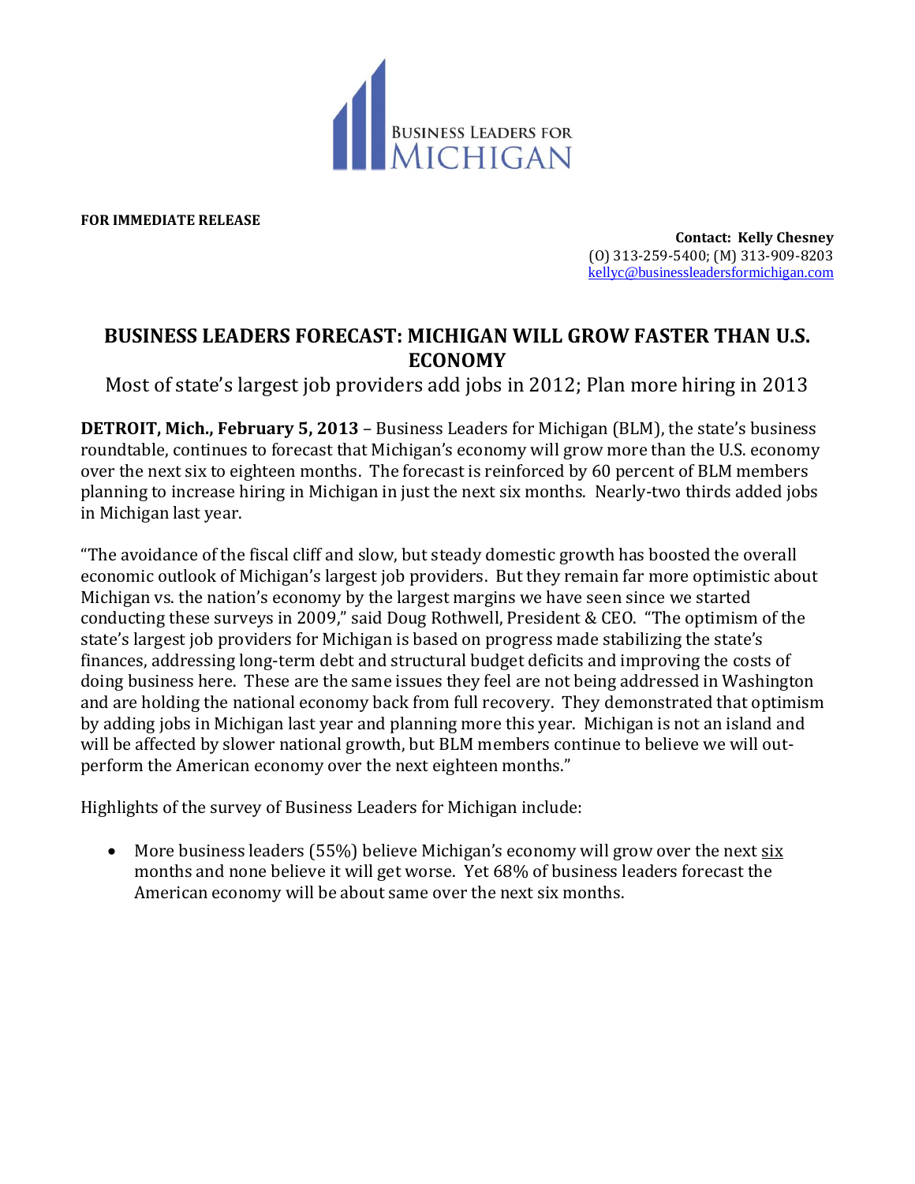BUSINESS LEADERS FOR MICHIGAN

**FOR IMMEDIATE RELEASE**

**Contact: Kelly Chesney**
(O) 313-259-5400; (M) 313-909-8203
kellyc@businessleadersformichigan.com

# BUSINESS LEADERS FORECAST: MICHIGAN WILL GROW FASTER THAN U.S. ECONOMY

Most of state's largest job providers add jobs in 2012; Plan more hiring in 2013

**DETROIT, Mich., February 5, 2013** – Business Leaders for Michigan (BLM), the state's business roundtable, continues to forecast that Michigan's economy will grow more than the U.S. economy over the next six to eighteen months. The forecast is reinforced by 60 percent of BLM members planning to increase hiring in Michigan in just the next six months. Nearly-two thirds added jobs in Michigan last year.

"The avoidance of the fiscal cliff and slow, but steady domestic growth has boosted the overall economic outlook of Michigan's largest job providers. But they remain far more optimistic about Michigan vs. the nation's economy by the largest margins we have seen since we started conducting these surveys in 2009," said Doug Rothwell, President & CEO. "The optimism of the state's largest job providers for Michigan is based on progress made stabilizing the state's finances, addressing long-term debt and structural budget deficits and improving the costs of doing business here. These are the same issues they feel are not being addressed in Washington and are holding the national economy back from full recovery. They demonstrated that optimism by adding jobs in Michigan last year and planning more this year. Michigan is not an island and will be affected by slower national growth, but BLM members continue to believe we will out-perform the American economy over the next eighteen months."

Highlights of the survey of Business Leaders for Michigan include:

- More business leaders (55%) believe Michigan's economy will grow over the next six months and none believe it will get worse. Yet 68% of business leaders forecast the American economy will be about same over the next six months.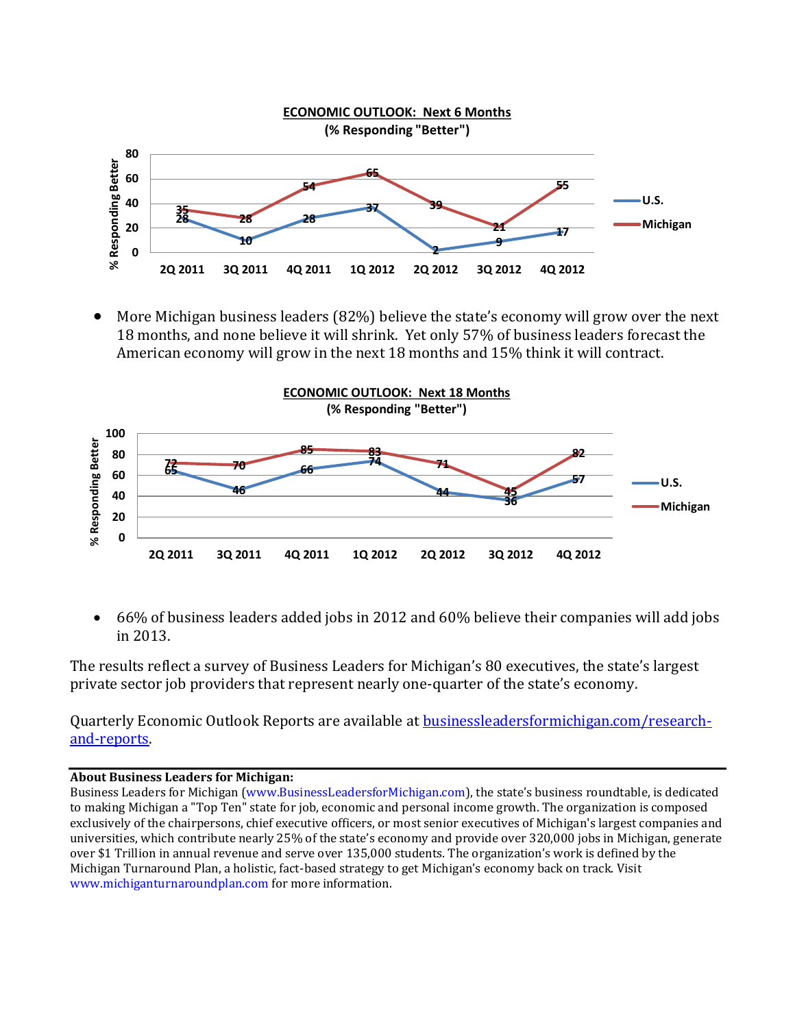**ECONOMIC OUTLOOK: Next 6 Months**
**(% Responding "Better")**

% Responding Better

80
60
40
20
0

2Q 2011, 3Q 2011, 4Q 2011, 1Q 2012, 2Q 2012, 3Q 2012, 4Q 2012

U.S.: 28, 10, 28, 37, 2, 9, 17

Michigan: 35, 28, 54, 65, 39, 21, 55

- More Michigan business leaders (82%) believe the state's economy will grow over the next 18 months, and none believe it will shrink. Yet only 57% of business leaders forecast the American economy will grow in the next 18 months and 15% think it will contract.

**ECONOMIC OUTLOOK: Next 18 Months**
**(% Responding "Better")**

% Responding Better

100
80
60
40
20
0

2Q 2011, 3Q 2011, 4Q 2011, 1Q 2012, 2Q 2012, 3Q 2012, 4Q 2012

U.S.: 65, 46, 66, 74, 44, 36, 57

Michigan: 72, 70, 85, 83, 71, 45, 82

- 66% of business leaders added jobs in 2012 and 60% believe their companies will add jobs in 2013.

The results reflect a survey of Business Leaders for Michigan's 80 executives, the state's largest private sector job providers that represent nearly one-quarter of the state's economy.

Quarterly Economic Outlook Reports are available at [businessleadersformichigan.com/research-and-reports](businessleadersformichigan.com/research-and-reports).

---

**About Business Leaders for Michigan:**
Business Leaders for Michigan (www.BusinessLeadersforMichigan.com), the state's business roundtable, is dedicated to making Michigan a "Top Ten" state for job, economic and personal income growth. The organization is composed exclusively of the chairpersons, chief executive officers, or most senior executives of Michigan's largest companies and universities, which contribute nearly 25% of the state's economy and provide over 320,000 jobs in Michigan, generate over $1 Trillion in annual revenue and serve over 135,000 students. The organization's work is defined by the Michigan Turnaround Plan, a holistic, fact-based strategy to get Michigan's economy back on track. Visit www.michiganturnaroundplan.com for more information.